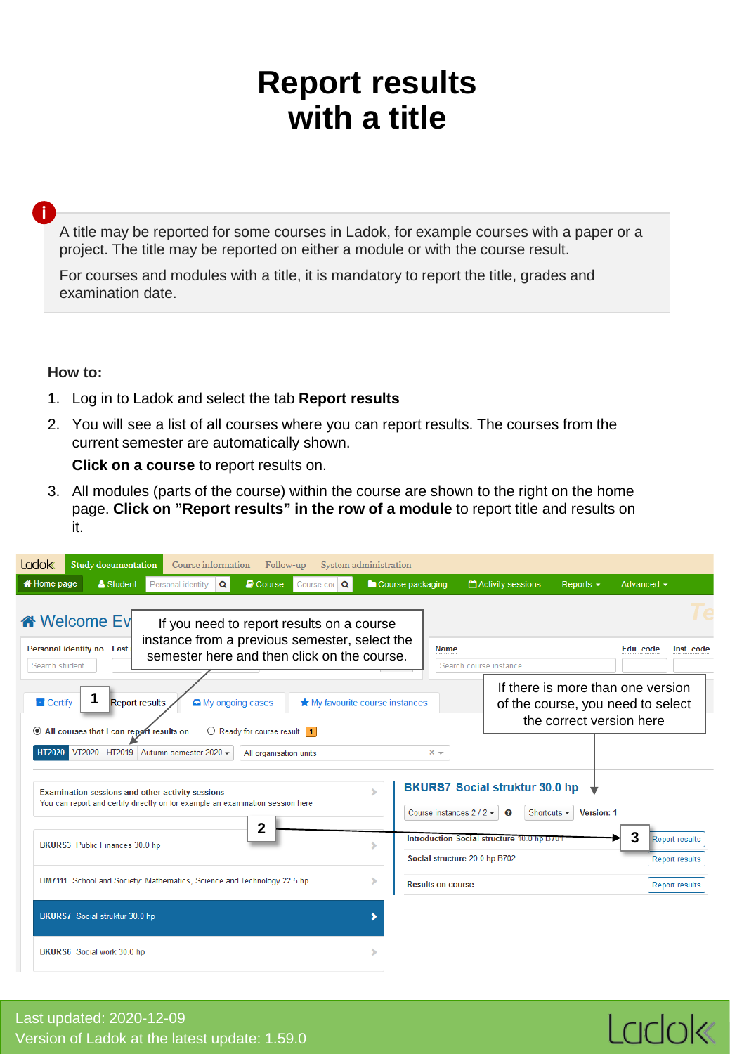# Report results with a title

A title may be reported for some courses in Ladok, for example courses with a paper or a project. The title may be reported on either a module or with the course result.

For courses and modules with a title, it is mandatory to report the title, grades and examination date.

**How to:**

1. Log in to Ladok and select the tab **Report results**
2. You will see a list of all courses where you can report results. The courses from the current semester are automatically shown.

   **Click on a course** to report results on.
3. All modules (parts of the course) within the course are shown to the right on the home page. **Click on "Report results" in the row of a module** to report title and results on it.

If you need to report results on a course instance from a previous semester, select the semester here and then click on the course.

If there is more than one version of the course, you need to select the correct version here

Last updated: 2020-12-09
Version of Ladok at the latest update: 1.59.0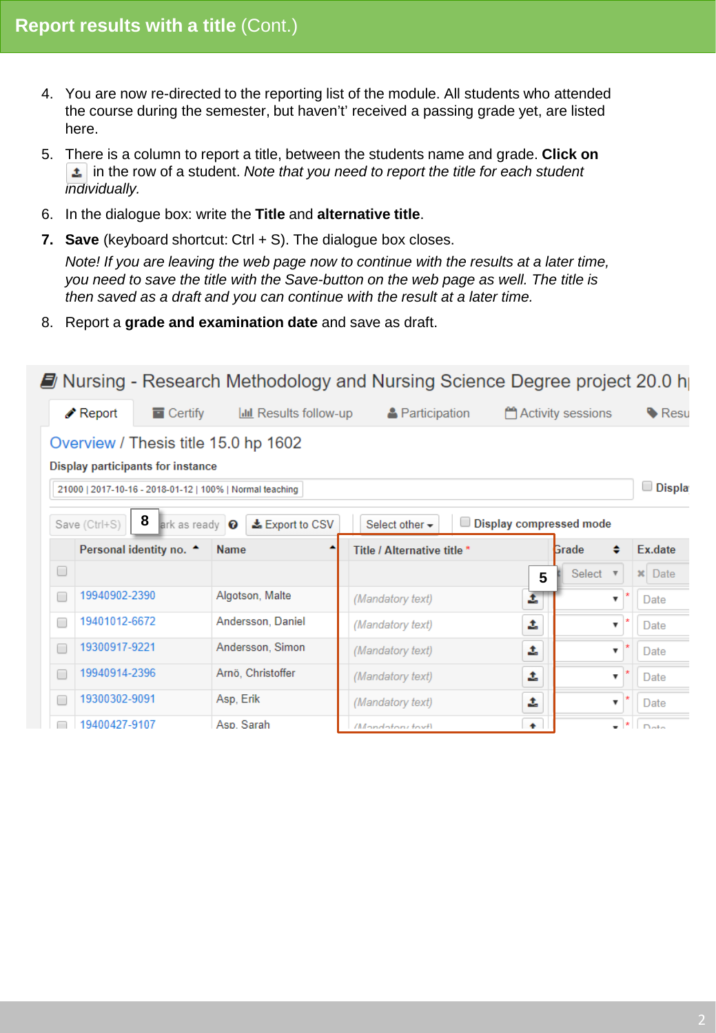# Report results with a title (Cont.)

4. You are now re-directed to the reporting list of the module. All students who attended the course during the semester, but haven't' received a passing grade yet, are listed here.
5. There is a column to report a title, between the students name and grade. **Click on** in the row of a student. *Note that you need to report the title for each student individually.*
6. In the dialogue box: write the **Title** and **alternative title**.
7. **Save** (keyboard shortcut: Ctrl + S). The dialogue box closes.

   *Note! If you are leaving the web page now to continue with the results at a later time, you need to save the title with the Save-button on the web page as well. The title is then saved as a draft and you can continue with the result at a later time.*
8. Report a **grade and examination date** and save as draft.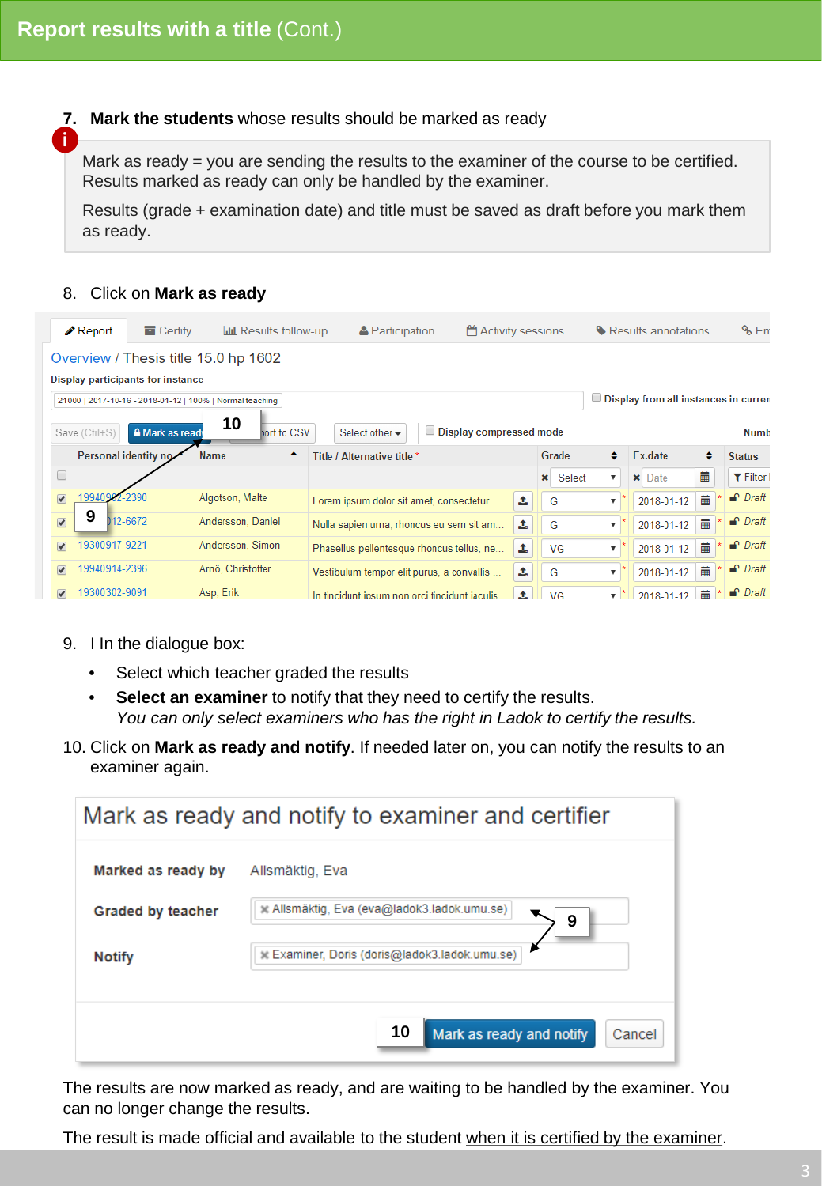# Report results with a title (Cont.)

7. **Mark the students** whose results should be marked as ready

> Mark as ready = you are sending the results to the examiner of the course to be certified. Results marked as ready can only be handled by the examiner.
>
> Results (grade + examination date) and title must be saved as draft before you mark them as ready.

8. Click on **Mark as ready**

9. I In the dialogue box:
   - Select which teacher graded the results
   - **Select an examiner** to notify that they need to certify the results.
     *You can only select examiners who has the right in Ladok to certify the results.*

10. Click on **Mark as ready and notify**. If needed later on, you can notify the results to an examiner again.

The results are now marked as ready, and are waiting to be handled by the examiner. You can no longer change the results.

The result is made official and available to the student when it is certified by the examiner.